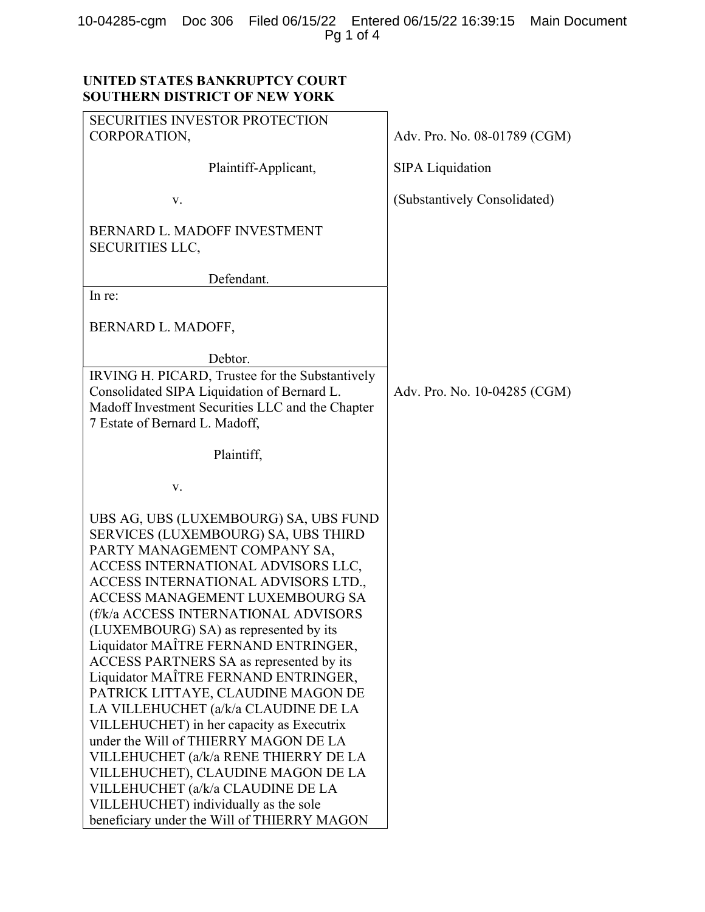**UNITED STATES BANKRUPTCY COURT**
**SOUTHERN DISTRICT OF NEW YORK**

| | |
|---|---|
| SECURITIES INVESTOR PROTECTION CORPORATION,<br><br>Plaintiff-Applicant,<br><br>v.<br><br>BERNARD L. MADOFF INVESTMENT SECURITIES LLC,<br><br>Defendant. | Adv. Pro. No. 08-01789 (CGM)<br><br>SIPA Liquidation<br><br>(Substantively Consolidated) |
| In re:<br><br>BERNARD L. MADOFF,<br><br>Debtor. | |
| IRVING H. PICARD, Trustee for the Substantively Consolidated SIPA Liquidation of Bernard L. Madoff Investment Securities LLC and the Chapter 7 Estate of Bernard L. Madoff,<br><br>Plaintiff,<br><br>v.<br><br>UBS AG, UBS (LUXEMBOURG) SA, UBS FUND SERVICES (LUXEMBOURG) SA, UBS THIRD PARTY MANAGEMENT COMPANY SA, ACCESS INTERNATIONAL ADVISORS LLC, ACCESS INTERNATIONAL ADVISORS LTD., ACCESS MANAGEMENT LUXEMBOURG SA (f/k/a ACCESS INTERNATIONAL ADVISORS (LUXEMBOURG) SA) as represented by its Liquidator MAÎTRE FERNAND ENTRINGER, ACCESS PARTNERS SA as represented by its Liquidator MAÎTRE FERNAND ENTRINGER, PATRICK LITTAYE, CLAUDINE MAGON DE LA VILLEHUCHET (a/k/a CLAUDINE DE LA VILLEHUCHET) in her capacity as Executrix under the Will of THIERRY MAGON DE LA VILLEHUCHET (a/k/a RENE THIERRY DE LA VILLEHUCHET), CLAUDINE MAGON DE LA VILLEHUCHET (a/k/a CLAUDINE DE LA VILLEHUCHET) individually as the sole beneficiary under the Will of THIERRY MAGON | Adv. Pro. No. 10-04285 (CGM) |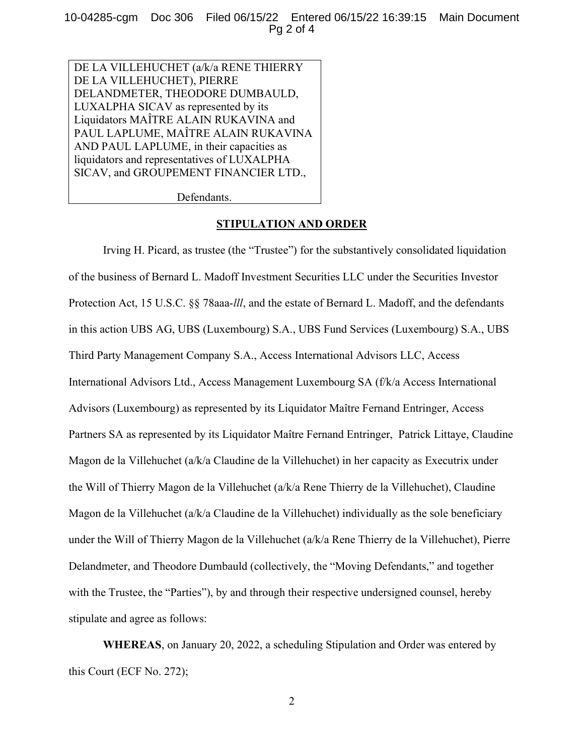DE LA VILLEHUCHET (a/k/a RENE THIERRY DE LA VILLEHUCHET), PIERRE DELANDMETER, THEODORE DUMBAULD, LUXALPHA SICAV as represented by its Liquidators MAÎTRE ALAIN RUKAVINA and PAUL LAPLUME, MAÎTRE ALAIN RUKAVINA AND PAUL LAPLUME, in their capacities as liquidators and representatives of LUXALPHA SICAV, and GROUPEMENT FINANCIER LTD.,

Defendants.

## STIPULATION AND ORDER

Irving H. Picard, as trustee (the "Trustee") for the substantively consolidated liquidation of the business of Bernard L. Madoff Investment Securities LLC under the Securities Investor Protection Act, 15 U.S.C. §§ 78aaa-*lll*, and the estate of Bernard L. Madoff, and the defendants in this action UBS AG, UBS (Luxembourg) S.A., UBS Fund Services (Luxembourg) S.A., UBS Third Party Management Company S.A., Access International Advisors LLC, Access International Advisors Ltd., Access Management Luxembourg SA (f/k/a Access International Advisors (Luxembourg) as represented by its Liquidator Maître Fernand Entringer, Access Partners SA as represented by its Liquidator Maître Fernand Entringer, Patrick Littaye, Claudine Magon de la Villehuchet (a/k/a Claudine de la Villehuchet) in her capacity as Executrix under the Will of Thierry Magon de la Villehuchet (a/k/a Rene Thierry de la Villehuchet), Claudine Magon de la Villehuchet (a/k/a Claudine de la Villehuchet) individually as the sole beneficiary under the Will of Thierry Magon de la Villehuchet (a/k/a Rene Thierry de la Villehuchet), Pierre Delandmeter, and Theodore Dumbauld (collectively, the "Moving Defendants," and together with the Trustee, the "Parties"), by and through their respective undersigned counsel, hereby stipulate and agree as follows:

**WHEREAS**, on January 20, 2022, a scheduling Stipulation and Order was entered by this Court (ECF No. 272);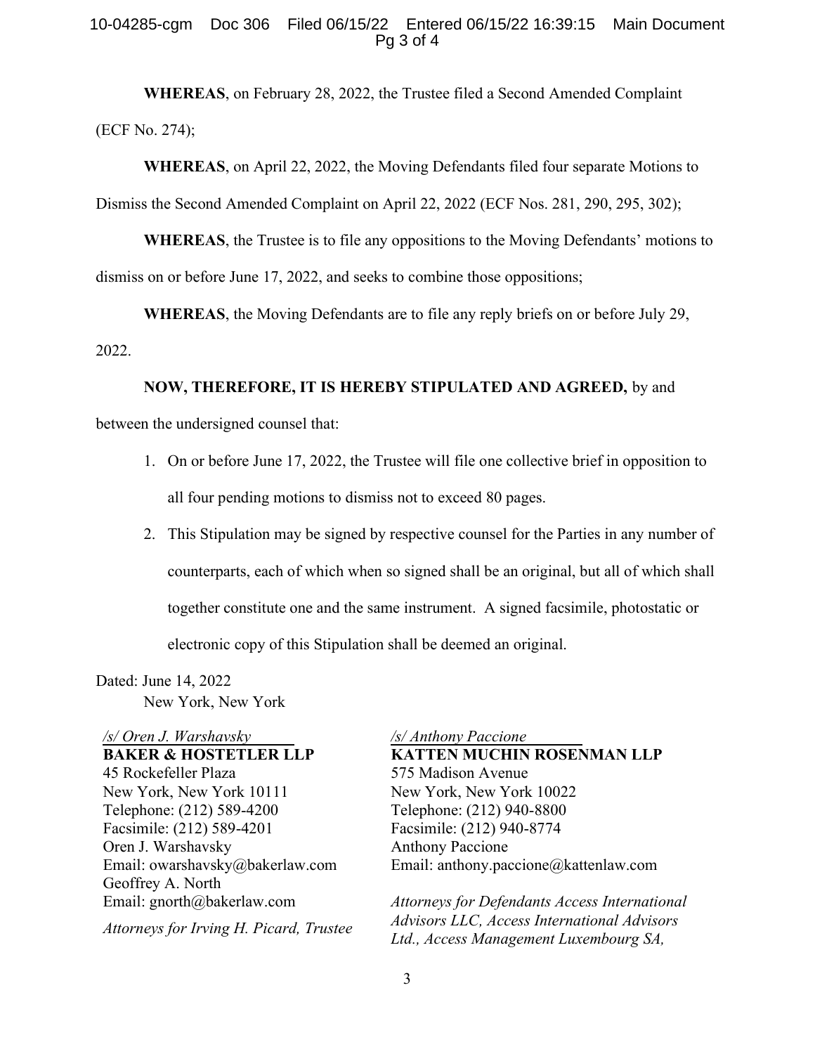**WHEREAS**, on February 28, 2022, the Trustee filed a Second Amended Complaint (ECF No. 274);

**WHEREAS**, on April 22, 2022, the Moving Defendants filed four separate Motions to Dismiss the Second Amended Complaint on April 22, 2022 (ECF Nos. 281, 290, 295, 302);

**WHEREAS**, the Trustee is to file any oppositions to the Moving Defendants' motions to dismiss on or before June 17, 2022, and seeks to combine those oppositions;

**WHEREAS**, the Moving Defendants are to file any reply briefs on or before July 29, 2022.

**NOW, THEREFORE, IT IS HEREBY STIPULATED AND AGREED,** by and between the undersigned counsel that:

1. On or before June 17, 2022, the Trustee will file one collective brief in opposition to all four pending motions to dismiss not to exceed 80 pages.
2. This Stipulation may be signed by respective counsel for the Parties in any number of counterparts, each of which when so signed shall be an original, but all of which shall together constitute one and the same instrument. A signed facsimile, photostatic or electronic copy of this Stipulation shall be deemed an original.

Dated: June 14, 2022
New York, New York

*/s/ Oren J. Warshavsky*
**BAKER & HOSTETLER LLP**
45 Rockefeller Plaza
New York, New York 10111
Telephone: (212) 589-4200
Facsimile: (212) 589-4201
Oren J. Warshavsky
Email: owarshavsky@bakerlaw.com
Geoffrey A. North
Email: gnorth@bakerlaw.com

*Attorneys for Irving H. Picard, Trustee*

*/s/ Anthony Paccione*
**KATTEN MUCHIN ROSENMAN LLP**
575 Madison Avenue
New York, New York 10022
Telephone: (212) 940-8800
Facsimile: (212) 940-8774
Anthony Paccione
Email: anthony.paccione@kattenlaw.com

*Attorneys for Defendants Access International Advisors LLC, Access International Advisors Ltd., Access Management Luxembourg SA,*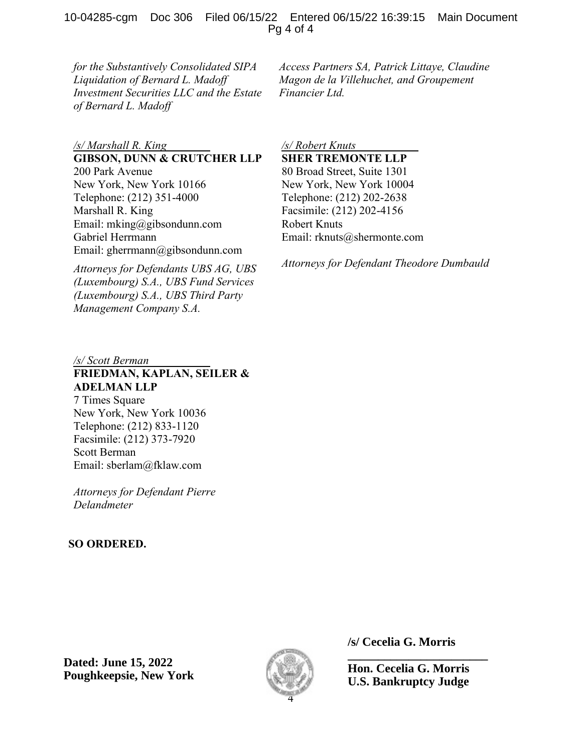*for the Substantively Consolidated SIPA Liquidation of Bernard L. Madoff Investment Securities LLC and the Estate of Bernard L. Madoff*

*Access Partners SA, Patrick Littaye, Claudine Magon de la Villehuchet, and Groupement Financier Ltd.*

*/s/ Marshall R. King*
**GIBSON, DUNN & CRUTCHER LLP**
200 Park Avenue
New York, New York 10166
Telephone: (212) 351-4000
Marshall R. King
Email: mking@gibsondunn.com
Gabriel Herrmann
Email: gherrmann@gibsondunn.com

*Attorneys for Defendants UBS AG, UBS (Luxembourg) S.A., UBS Fund Services (Luxembourg) S.A., UBS Third Party Management Company S.A.*

*/s/ Robert Knuts*
**SHER TREMONTE LLP**
80 Broad Street, Suite 1301
New York, New York 10004
Telephone: (212) 202-2638
Facsimile: (212) 202-4156
Robert Knuts
Email: rknuts@shermonte.com

*Attorneys for Defendant Theodore Dumbauld*

*/s/ Scott Berman*
**FRIEDMAN, KAPLAN, SEILER & ADELMAN LLP**
7 Times Square
New York, New York 10036
Telephone: (212) 833-1120
Facsimile: (212) 373-7920
Scott Berman
Email: sberlam@fklaw.com

*Attorneys for Defendant Pierre Delandmeter*

**SO ORDERED.**

**Dated: June 15, 2022**
**Poughkeepsie, New York**

**/s/ Cecelia G. Morris**
**Hon. Cecelia G. Morris**
**U.S. Bankruptcy Judge**